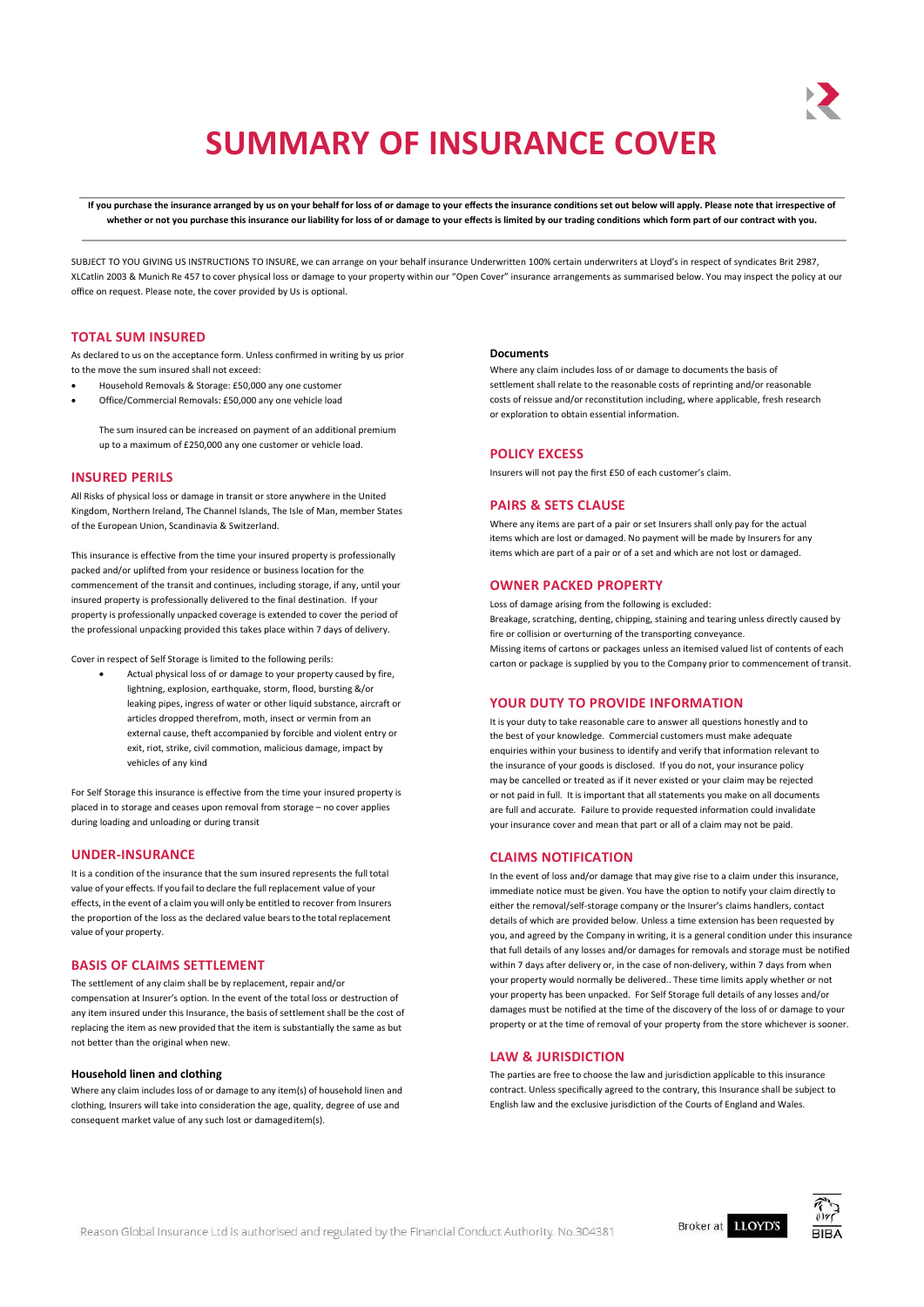# SUMMARY OF INSURANCE COVER

**If you purchase the insurance arranged by us on your behalf for loss of or damage to your effects the insurance conditions set out below will apply. Please note that irrespective of whether or not you purchase this insurance our liability for loss of or damage to your effects is limited by our trading conditions which form part of our contract with you.**

SUBJECT TO YOU GIVING US INSTRUCTIONS TO INSURE, we can arrange on your behalf insurance Underwritten 100% certain underwriters at Lloyd's in respect of syndicates Brit 2987, XLCatlin 2003 & Munich Re 457 to cover physical loss or damage to your property within our "Open Cover" insurance arrangements as summarised below. You may inspect the policy at our office on request. Please note, the cover provided by Us is optional.

## TOTAL SUM INSURED

As declared to us on the acceptance form. Unless confirmed in writing by us prior to the move the sum insured shall not exceed:

- Household Removals & Storage: £50,000 any one customer
- Office/Commercial Removals: £50,000 any one vehicle load

The sum insured can be increased on payment of an additional premium up to a maximum of £250,000 any one customer or vehicle load.

## INSURED PERILS

All Risks of physical loss or damage in transit or store anywhere in the United Kingdom, Northern Ireland, The Channel Islands, The Isle of Man, member States of the European Union, Scandinavia & Switzerland.

This insurance is effective from the time your insured property is professionally packed and/or uplifted from your residence or business location for the commencement of the transit and continues, including storage, if any, until your insured property is professionally delivered to the final destination. If your property is professionally unpacked coverage is extended to cover the period of the professional unpacking provided this takes place within 7 days of delivery.

Cover in respect of Self Storage is limited to the following perils:

- Actual physical loss of or damage to your property caused by fire, lightning, explosion, earthquake, storm, flood, bursting &/or leaking pipes, ingress of water or other liquid substance, aircraft or articles dropped therefrom, moth, insect or vermin from an external cause, theft accompanied by forcible and violent entry or exit, riot, strike, civil commotion, malicious damage, impact by vehicles of any kind

For Self Storage this insurance is effective from the time your insured property is placed in to storage and ceases upon removal from storage – no cover applies during loading and unloading or during transit

## UNDER-INSURANCE

It is a condition of the insurance that the sum insured represents the full total value of your effects. If you fail to declare the full replacement value of your effects, in the event of a claim you will only be entitled to recover from Insurers the proportion of the loss as the declared value bears to the total replacement value of your property.

## BASIS OF CLAIMS SETTLEMENT

The settlement of any claim shall be by replacement, repair and/or compensation at Insurer's option. In the event of the total loss or destruction of any item insured under this Insurance, the basis of settlement shall be the cost of replacing the item as new provided that the item is substantially the same as but not better than the original when new.

### Household linen and clothing

Where any claim includes loss of or damage to any item(s) of household linen and clothing, Insurers will take into consideration the age, quality, degree of use and consequent market value of any such lost or damaged item(s).

### Documents

Where any claim includes loss of or damage to documents the basis of settlement shall relate to the reasonable costs of reprinting and/or reasonable costs of reissue and/or reconstitution including, where applicable, fresh research or exploration to obtain essential information.

## POLICY EXCESS

Insurers will not pay the first £50 of each customer's claim.

## PAIRS & SETS CLAUSE

Where any items are part of a pair or set Insurers shall only pay for the actual items which are lost or damaged. No payment will be made by Insurers for any items which are part of a pair or of a set and which are not lost or damaged.

## OWNER PACKED PROPERTY

Loss of damage arising from the following is excluded:

Breakage, scratching, denting, chipping, staining and tearing unless directly caused by fire or collision or overturning of the transporting conveyance.

Missing items of cartons or packages unless an itemised valued list of contents of each carton or package is supplied by you to the Company prior to commencement of transit.

## YOUR DUTY TO PROVIDE INFORMATION

It is your duty to take reasonable care to answer all questions honestly and to the best of your knowledge. Commercial customers must make adequate enquiries within your business to identify and verify that information relevant to the insurance of your goods is disclosed. If you do not, your insurance policy may be cancelled or treated as if it never existed or your claim may be rejected or not paid in full. It is important that all statements you make on all documents are full and accurate. Failure to provide requested information could invalidate your insurance cover and mean that part or all of a claim may not be paid.

## CLAIMS NOTIFICATION

In the event of loss and/or damage that may give rise to a claim under this insurance, immediate notice must be given. You have the option to notify your claim directly to either the removal/self-storage company or the Insurer's claims handlers, contact details of which are provided below. Unless a time extension has been requested by you, and agreed by the Company in writing, it is a general condition under this insurance that full details of any losses and/or damages for removals and storage must be notified within 7 days after delivery or, in the case of non-delivery, within 7 days from when your property would normally be delivered.. These time limits apply whether or not your property has been unpacked. For Self Storage full details of any losses and/or damages must be notified at the time of the discovery of the loss of or damage to your property or at the time of removal of your property from the store whichever is sooner.

## LAW & JURISDICTION

The parties are free to choose the law and jurisdiction applicable to this insurance contract. Unless specifically agreed to the contrary, this Insurance shall be subject to English law and the exclusive jurisdiction of the Courts of England and Wales.

Reason Global Insurance Ltd is authorised and regulated by the Financial Conduct Authority. No.304381

Broker at LLOYD'S

BIBA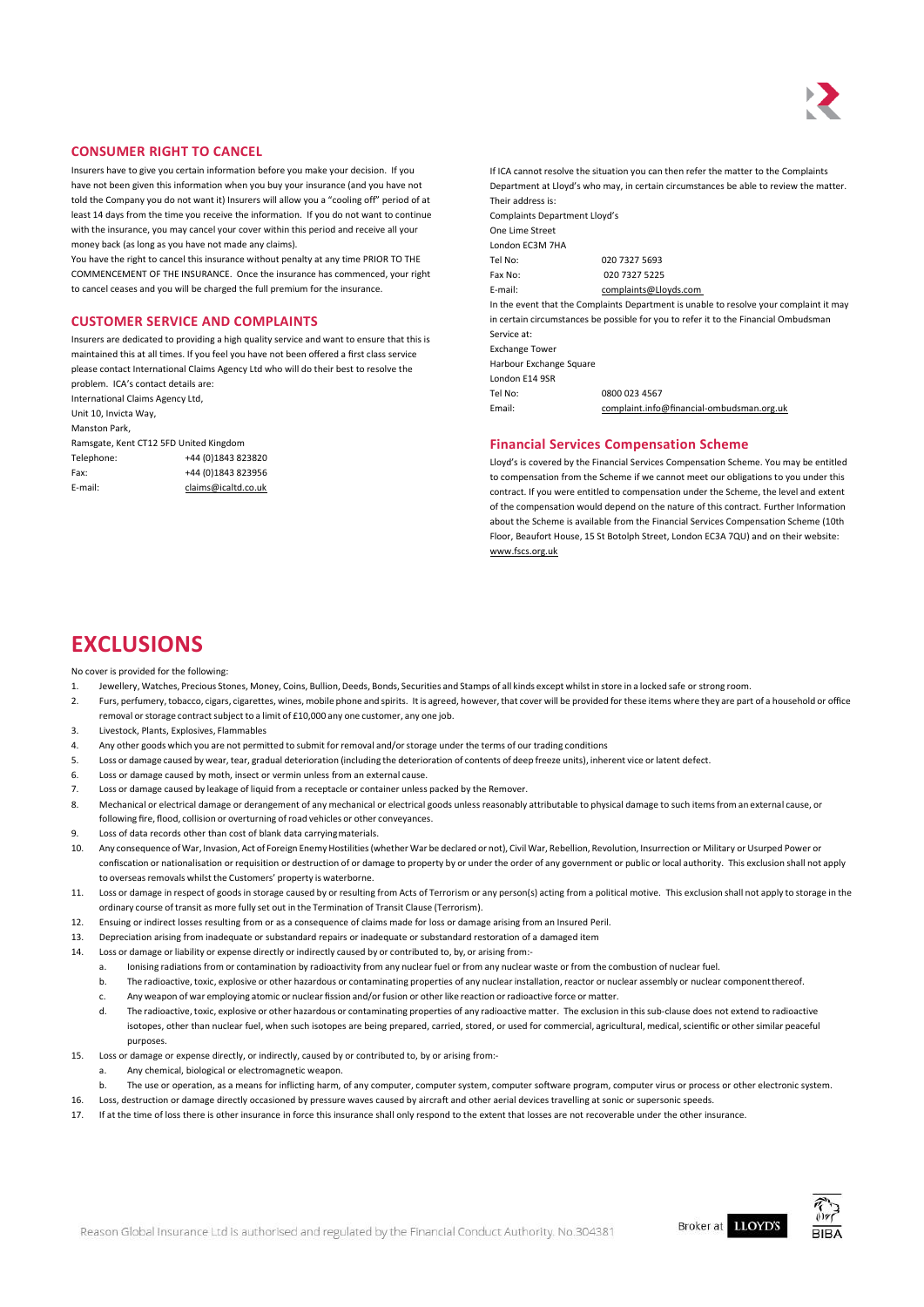## CONSUMER RIGHT TO CANCEL

Insurers have to give you certain information before you make your decision. If you have not been given this information when you buy your insurance (and you have not told the Company you do not want it) Insurers will allow you a "cooling off" period of at least 14 days from the time you receive the information. If you do not want to continue with the insurance, you may cancel your cover within this period and receive all your money back (as long as you have not made any claims).

You have the right to cancel this insurance without penalty at any time PRIOR TO THE COMMENCEMENT OF THE INSURANCE. Once the insurance has commenced, your right to cancel ceases and you will be charged the full premium for the insurance.

## CUSTOMER SERVICE AND COMPLAINTS

Insurers are dedicated to providing a high quality service and want to ensure that this is maintained this at all times. If you feel you have not been offered a first class service please contact International Claims Agency Ltd who will do their best to resolve the problem. ICA's contact details are:

International Claims Agency Ltd,
Unit 10, Invicta Way,
Manston Park,
Ramsgate, Kent CT12 5FD United Kingdom

| | |
|---|---|
| Telephone: | +44 (0)1843 823820 |
| Fax: | +44 (0)1843 823956 |
| E-mail: | claims@icaltd.co.uk |

If ICA cannot resolve the situation you can then refer the matter to the Complaints Department at Lloyd's who may, in certain circumstances be able to review the matter. Their address is:

Complaints Department Lloyd's
One Lime Street
London EC3M 7HA

| | |
|---|---|
| Tel No: | 020 7327 5693 |
| Fax No: | 020 7327 5225 |
| E-mail: | complaints@Lloyds.com |

In the event that the Complaints Department is unable to resolve your complaint it may in certain circumstances be possible for you to refer it to the Financial Ombudsman Service at:

Exchange Tower
Harbour Exchange Square
London E14 9SR

| | |
|---|---|
| Tel No: | 0800 023 4567 |
| Email: | complaint.info@financial-ombudsman.org.uk |

## Financial Services Compensation Scheme

Lloyd's is covered by the Financial Services Compensation Scheme. You may be entitled to compensation from the Scheme if we cannot meet our obligations to you under this contract. If you were entitled to compensation under the Scheme, the level and extent of the compensation would depend on the nature of this contract. Further Information about the Scheme is available from the Financial Services Compensation Scheme (10th Floor, Beaufort House, 15 St Botolph Street, London EC3A 7QU) and on their website: www.fscs.org.uk

# EXCLUSIONS

No cover is provided for the following:

1. Jewellery, Watches, Precious Stones, Money, Coins, Bullion, Deeds, Bonds, Securities and Stamps of all kinds except whilst in store in a locked safe or strong room.
2. Furs, perfumery, tobacco, cigars, cigarettes, wines, mobile phone and spirits. It is agreed, however, that cover will be provided for these items where they are part of a household or office removal or storage contract subject to a limit of £10,000 any one customer, any one job.
3. Livestock, Plants, Explosives, Flammables
4. Any other goods which you are not permitted to submit for removal and/or storage under the terms of our trading conditions
5. Loss or damage caused by wear, tear, gradual deterioration (including the deterioration of contents of deep freeze units), inherent vice or latent defect.
6. Loss or damage caused by moth, insect or vermin unless from an external cause.
7. Loss or damage caused by leakage of liquid from a receptacle or container unless packed by the Remover.
8. Mechanical or electrical damage or derangement of any mechanical or electrical goods unless reasonably attributable to physical damage to such items from an external cause, or following fire, flood, collision or overturning of road vehicles or other conveyances.
9. Loss of data records other than cost of blank data carrying materials.
10. Any consequence of War, Invasion, Act of Foreign Enemy Hostilities (whether War be declared or not), Civil War, Rebellion, Revolution, Insurrection or Military or Usurped Power or confiscation or nationalisation or requisition or destruction of or damage to property by or under the order of any government or public or local authority. This exclusion shall not apply to overseas removals whilst the Customers' property is waterborne.
11. Loss or damage in respect of goods in storage caused by or resulting from Acts of Terrorism or any person(s) acting from a political motive. This exclusion shall not apply to storage in the ordinary course of transit as more fully set out in the Termination of Transit Clause (Terrorism).
12. Ensuing or indirect losses resulting from or as a consequence of claims made for loss or damage arising from an Insured Peril.
13. Depreciation arising from inadequate or substandard repairs or inadequate or substandard restoration of a damaged item
14. Loss or damage or liability or expense directly or indirectly caused by or contributed to, by, or arising from:-
    a. Ionising radiations from or contamination by radioactivity from any nuclear fuel or from any nuclear waste or from the combustion of nuclear fuel.
    b. The radioactive, toxic, explosive or other hazardous or contaminating properties of any nuclear installation, reactor or nuclear assembly or nuclear component thereof.
    c. Any weapon of war employing atomic or nuclear fission and/or fusion or other like reaction or radioactive force or matter.
    d. The radioactive, toxic, explosive or other hazardous or contaminating properties of any radioactive matter. The exclusion in this sub-clause does not extend to radioactive isotopes, other than nuclear fuel, when such isotopes are being prepared, carried, stored, or used for commercial, agricultural, medical, scientific or other similar peaceful purposes.
15. Loss or damage or expense directly, or indirectly, caused by or contributed to, by or arising from:-
    a. Any chemical, biological or electromagnetic weapon.
    b. The use or operation, as a means for inflicting harm, of any computer, computer system, computer software program, computer virus or process or other electronic system.
16. Loss, destruction or damage directly occasioned by pressure waves caused by aircraft and other aerial devices travelling at sonic or supersonic speeds.
17. If at the time of loss there is other insurance in force this insurance shall only respond to the extent that losses are not recoverable under the other insurance.

Reason Global Insurance Ltd is authorised and regulated by the Financial Conduct Authority. No.304381

Broker at LLOYD'S

BIBA